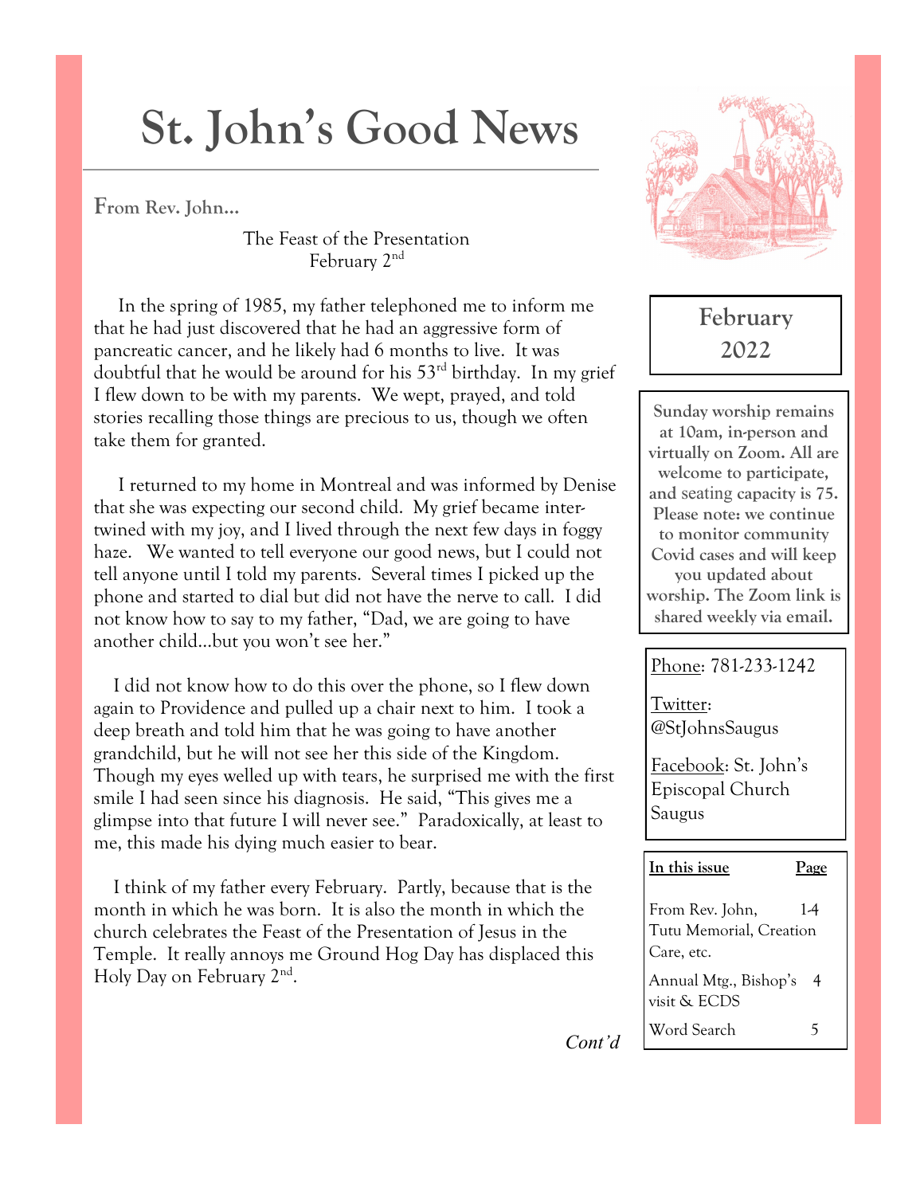# St. John's Good News

**From Rev. John…**

The Feast of the Presentation
February 2nd

In the spring of 1985, my father telephoned me to inform me that he had just discovered that he had an aggressive form of pancreatic cancer, and he likely had 6 months to live. It was doubtful that he would be around for his 53rd birthday. In my grief I flew down to be with my parents. We wept, prayed, and told stories recalling those things are precious to us, though we often take them for granted.

I returned to my home in Montreal and was informed by Denise that she was expecting our second child. My grief became inter-twined with my joy, and I lived through the next few days in foggy haze. We wanted to tell everyone our good news, but I could not tell anyone until I told my parents. Several times I picked up the phone and started to dial but did not have the nerve to call. I did not know how to say to my father, "Dad, we are going to have another child…but you won't see her."

I did not know how to do this over the phone, so I flew down again to Providence and pulled up a chair next to him. I took a deep breath and told him that he was going to have another grandchild, but he will not see her this side of the Kingdom. Though my eyes welled up with tears, he surprised me with the first smile I had seen since his diagnosis. He said, "This gives me a glimpse into that future I will never see." Paradoxically, at least to me, this made his dying much easier to bear.

I think of my father every February. Partly, because that is the month in which he was born. It is also the month in which the church celebrates the Feast of the Presentation of Jesus in the Temple. It really annoys me Ground Hog Day has displaced this Holy Day on February 2nd.

*Cont'd*

**February 2022**

**Sunday worship remains at 10am, in-person and virtually on Zoom. All are welcome to participate, and seating capacity is 75. Please note: we continue to monitor community Covid cases and will keep you updated about worship. The Zoom link is shared weekly via email.**

Phone: 781-233-1242

Twitter: @StJohnsSaugus

Facebook: St. John's Episcopal Church Saugus

| In this issue | Page |
|---|---|
| From Rev. John, Tutu Memorial, Creation Care, etc. | 1-4 |
| Annual Mtg., Bishop's visit & ECDS | 4 |
| Word Search | 5 |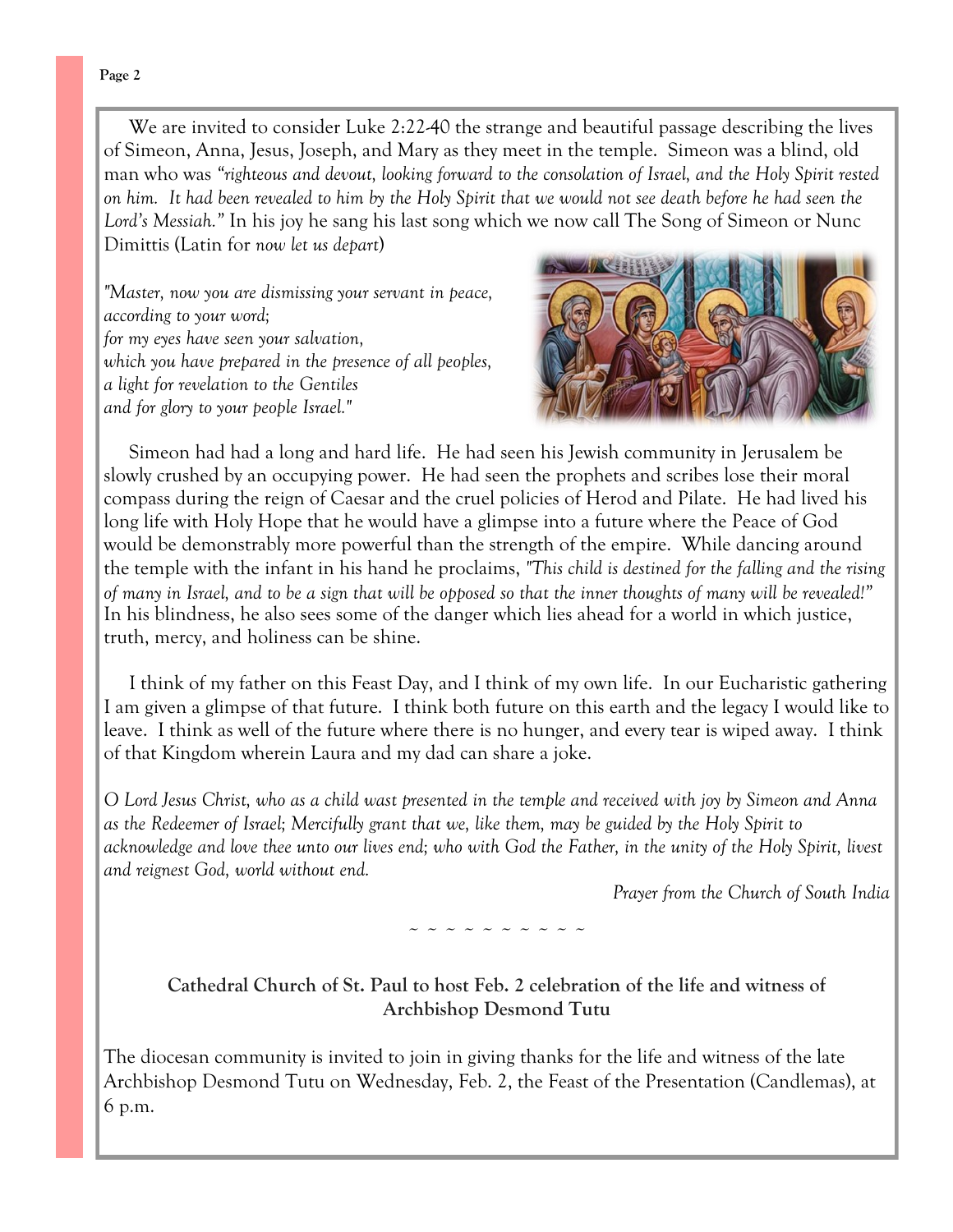We are invited to consider Luke 2:22-40 the strange and beautiful passage describing the lives of Simeon, Anna, Jesus, Joseph, and Mary as they meet in the temple. Simeon was a blind, old man who was *"righteous and devout, looking forward to the consolation of Israel, and the Holy Spirit rested on him. It had been revealed to him by the Holy Spirit that we would not see death before he had seen the Lord's Messiah."* In his joy he sang his last song which we now call The Song of Simeon or Nunc Dimittis (Latin for *now let us depart*)

*"Master, now you are dismissing your servant in peace,*
*according to your word;*
*for my eyes have seen your salvation,*
*which you have prepared in the presence of all peoples,*
*a light for revelation to the Gentiles*
*and for glory to your people Israel."*

Simeon had had a long and hard life. He had seen his Jewish community in Jerusalem be slowly crushed by an occupying power. He had seen the prophets and scribes lose their moral compass during the reign of Caesar and the cruel policies of Herod and Pilate. He had lived his long life with Holy Hope that he would have a glimpse into a future where the Peace of God would be demonstrably more powerful than the strength of the empire. While dancing around the temple with the infant in his hand he proclaims, *"This child is destined for the falling and the rising of many in Israel, and to be a sign that will be opposed so that the inner thoughts of many will be revealed!"* In his blindness, he also sees some of the danger which lies ahead for a world in which justice, truth, mercy, and holiness can be shine.

I think of my father on this Feast Day, and I think of my own life. In our Eucharistic gathering I am given a glimpse of that future. I think both future on this earth and the legacy I would like to leave. I think as well of the future where there is no hunger, and every tear is wiped away. I think of that Kingdom wherein Laura and my dad can share a joke.

*O Lord Jesus Christ, who as a child wast presented in the temple and received with joy by Simeon and Anna as the Redeemer of Israel; Mercifully grant that we, like them, may be guided by the Holy Spirit to acknowledge and love thee unto our lives end; who with God the Father, in the unity of the Holy Spirit, livest and reignest God, world without end.*

*Prayer from the Church of South India*

~ ~ ~ ~ ~ ~ ~ ~ ~ ~

**Cathedral Church of St. Paul to host Feb. 2 celebration of the life and witness of Archbishop Desmond Tutu**

The diocesan community is invited to join in giving thanks for the life and witness of the late Archbishop Desmond Tutu on Wednesday, Feb. 2, the Feast of the Presentation (Candlemas), at 6 p.m.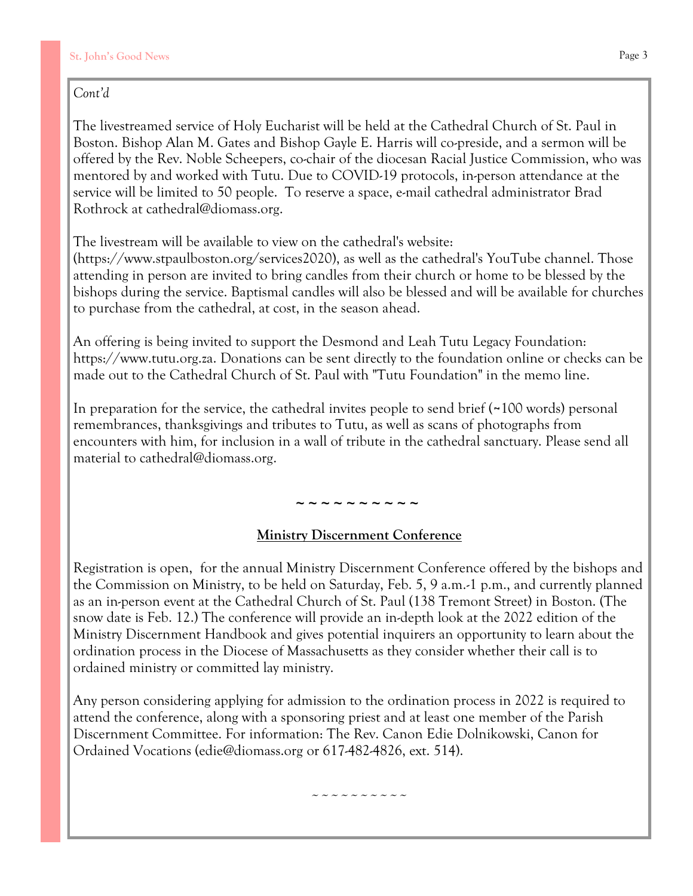*Cont'd*

The livestreamed service of Holy Eucharist will be held at the Cathedral Church of St. Paul in Boston. Bishop Alan M. Gates and Bishop Gayle E. Harris will co-preside, and a sermon will be offered by the Rev. Noble Scheepers, co-chair of the diocesan Racial Justice Commission, who was mentored by and worked with Tutu. Due to COVID-19 protocols, in-person attendance at the service will be limited to 50 people. To reserve a space, e-mail cathedral administrator Brad Rothrock at cathedral@diomass.org.

The livestream will be available to view on the cathedral's website: (https://www.stpaulboston.org/services2020), as well as the cathedral's YouTube channel. Those attending in person are invited to bring candles from their church or home to be blessed by the bishops during the service. Baptismal candles will also be blessed and will be available for churches to purchase from the cathedral, at cost, in the season ahead.

An offering is being invited to support the Desmond and Leah Tutu Legacy Foundation: https://www.tutu.org.za. Donations can be sent directly to the foundation online or checks can be made out to the Cathedral Church of St. Paul with "Tutu Foundation" in the memo line.

In preparation for the service, the cathedral invites people to send brief (~100 words) personal remembrances, thanksgivings and tributes to Tutu, as well as scans of photographs from encounters with him, for inclusion in a wall of tribute in the cathedral sanctuary. Please send all material to cathedral@diomass.org.

~ ~ ~ ~ ~ ~ ~ ~ ~ ~

## Ministry Discernment Conference

Registration is open, for the annual Ministry Discernment Conference offered by the bishops and the Commission on Ministry, to be held on Saturday, Feb. 5, 9 a.m.-1 p.m., and currently planned as an in-person event at the Cathedral Church of St. Paul (138 Tremont Street) in Boston. (The snow date is Feb. 12.) The conference will provide an in-depth look at the 2022 edition of the Ministry Discernment Handbook and gives potential inquirers an opportunity to learn about the ordination process in the Diocese of Massachusetts as they consider whether their call is to ordained ministry or committed lay ministry.

Any person considering applying for admission to the ordination process in 2022 is required to attend the conference, along with a sponsoring priest and at least one member of the Parish Discernment Committee. For information: The Rev. Canon Edie Dolnikowski, Canon for Ordained Vocations (edie@diomass.org or 617-482-4826, ext. 514).

~ ~ ~ ~ ~ ~ ~ ~ ~ ~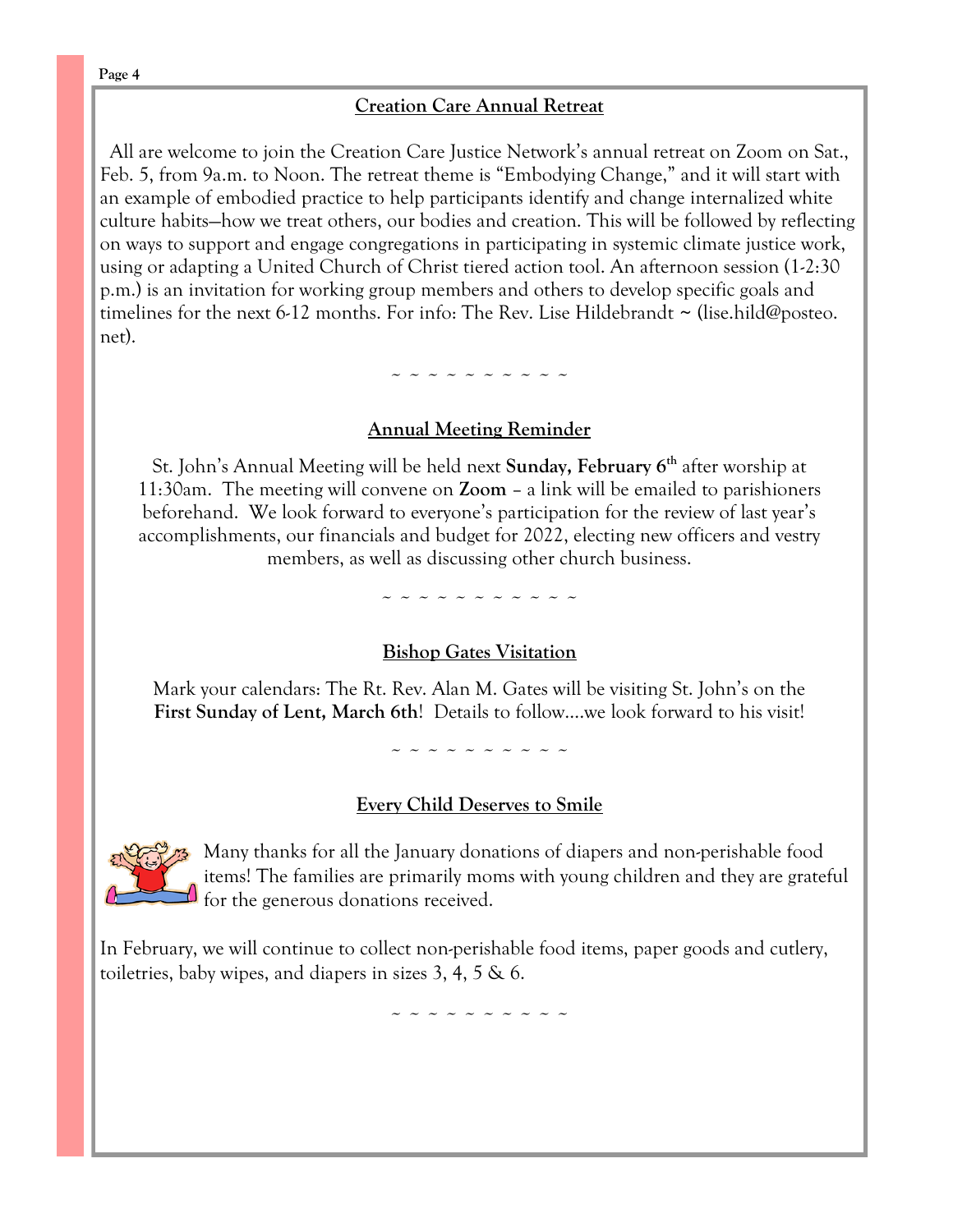## Creation Care Annual Retreat

All are welcome to join the Creation Care Justice Network's annual retreat on Zoom on Sat., Feb. 5, from 9a.m. to Noon. The retreat theme is "Embodying Change," and it will start with an example of embodied practice to help participants identify and change internalized white culture habits—how we treat others, our bodies and creation. This will be followed by reflecting on ways to support and engage congregations in participating in systemic climate justice work, using or adapting a United Church of Christ tiered action tool. An afternoon session (1-2:30 p.m.) is an invitation for working group members and others to develop specific goals and timelines for the next 6-12 months. For info: The Rev. Lise Hildebrandt ~ (lise.hild@posteo.net).

~ ~ ~ ~ ~ ~ ~ ~ ~ ~

## Annual Meeting Reminder

St. John's Annual Meeting will be held next **Sunday, February 6th** after worship at 11:30am. The meeting will convene on **Zoom** – a link will be emailed to parishioners beforehand. We look forward to everyone's participation for the review of last year's accomplishments, our financials and budget for 2022, electing new officers and vestry members, as well as discussing other church business.

~ ~ ~ ~ ~ ~ ~ ~ ~ ~ ~

## Bishop Gates Visitation

Mark your calendars: The Rt. Rev. Alan M. Gates will be visiting St. John's on the **First Sunday of Lent, March 6th**! Details to follow….we look forward to his visit!

~ ~ ~ ~ ~ ~ ~ ~ ~ ~

## Every Child Deserves to Smile

Many thanks for all the January donations of diapers and non-perishable food items! The families are primarily moms with young children and they are grateful for the generous donations received.

In February, we will continue to collect non-perishable food items, paper goods and cutlery, toiletries, baby wipes, and diapers in sizes 3, 4, 5 & 6.

~ ~ ~ ~ ~ ~ ~ ~ ~ ~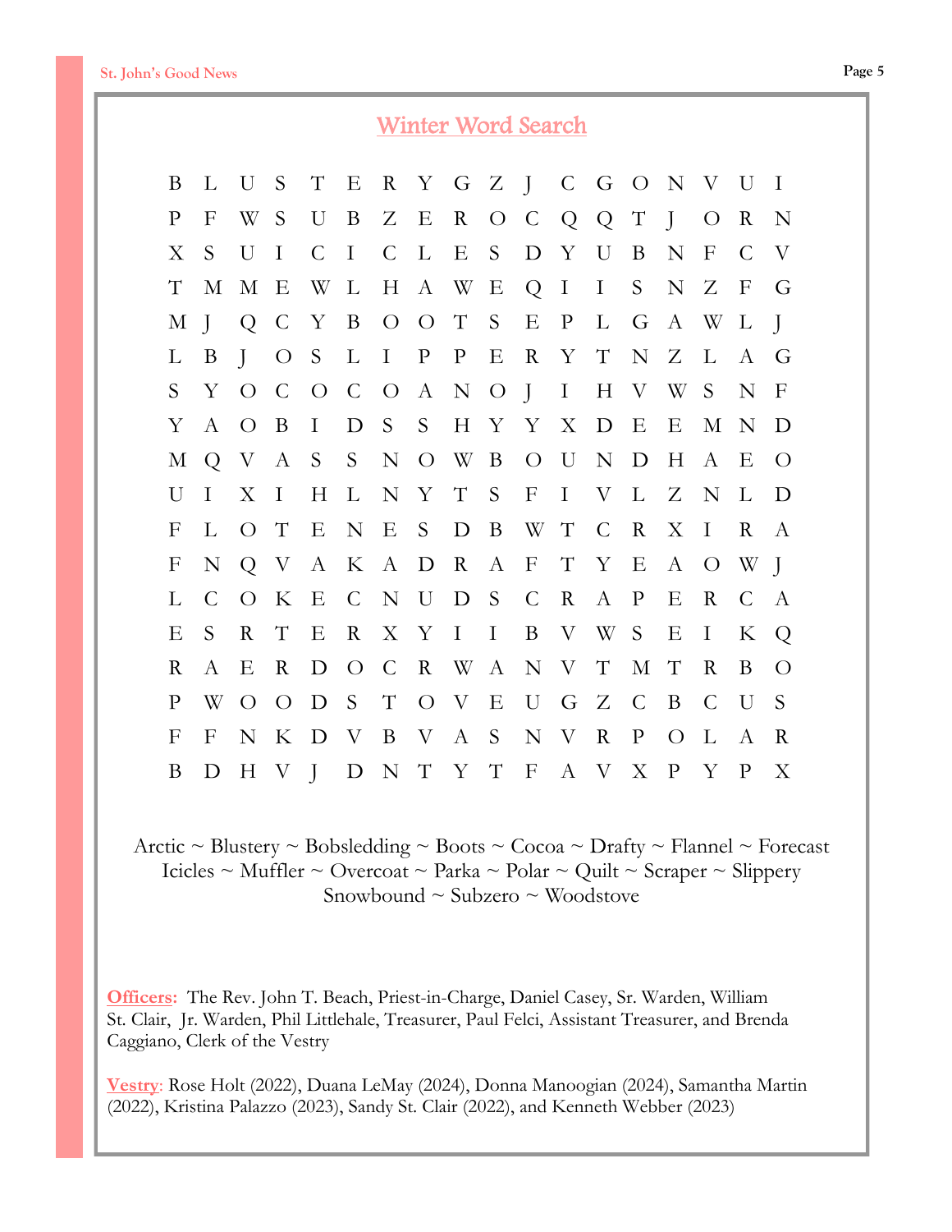## Winter Word Search

| | | | | | | | | | | | | | | | | | |
|---|---|---|---|---|---|---|---|---|---|---|---|---|---|---|---|---|---|
| B | L | U | S | T | E | R | Y | G | Z | J | C | G | O | N | V | U | I |
| P | F | W | S | U | B | Z | E | R | O | C | Q | Q | T | J | O | R | N |
| X | S | U | I | C | I | C | L | E | S | D | Y | U | B | N | F | C | V |
| T | M | M | E | W | L | H | A | W | E | Q | I | I | S | N | Z | F | G |
| M | J | Q | C | Y | B | O | O | T | S | E | P | L | G | A | W | L | J |
| L | B | J | O | S | L | I | P | P | E | R | Y | T | N | Z | L | A | G |
| S | Y | O | C | O | C | O | A | N | O | J | I | H | V | W | S | N | F |
| Y | A | O | B | I | D | S | S | H | Y | Y | X | D | E | E | M | N | D |
| M | Q | V | A | S | S | N | O | W | B | O | U | N | D | H | A | E | O |
| U | I | X | I | H | L | N | Y | T | S | F | I | V | L | Z | N | L | D |
| F | L | O | T | E | N | E | S | D | B | W | T | C | R | X | I | R | A |
| F | N | Q | V | A | K | A | D | R | A | F | T | Y | E | A | O | W | J |
| L | C | O | K | E | C | N | U | D | S | C | R | A | P | E | R | C | A |
| E | S | R | T | E | R | X | Y | I | I | B | V | W | S | E | I | K | Q |
| R | A | E | R | D | O | C | R | W | A | N | V | T | M | T | R | B | O |
| P | W | O | O | D | S | T | O | V | E | U | G | Z | C | B | C | U | S |
| F | F | N | K | D | V | B | V | A | S | N | V | R | P | O | L | A | R |
| B | D | H | V | J | D | N | T | Y | T | F | A | V | X | P | Y | P | X |

Arctic ~ Blustery ~ Bobsledding ~ Boots ~ Cocoa ~ Drafty ~ Flannel ~ Forecast
Icicles ~ Muffler ~ Overcoat ~ Parka ~ Polar ~ Quilt ~ Scraper ~ Slippery
Snowbound ~ Subzero ~ Woodstove

**Officers:** The Rev. John T. Beach, Priest-in-Charge, Daniel Casey, Sr. Warden, William St. Clair, Jr. Warden, Phil Littlehale, Treasurer, Paul Felci, Assistant Treasurer, and Brenda Caggiano, Clerk of the Vestry

**Vestry**: Rose Holt (2022), Duana LeMay (2024), Donna Manoogian (2024), Samantha Martin (2022), Kristina Palazzo (2023), Sandy St. Clair (2022), and Kenneth Webber (2023)